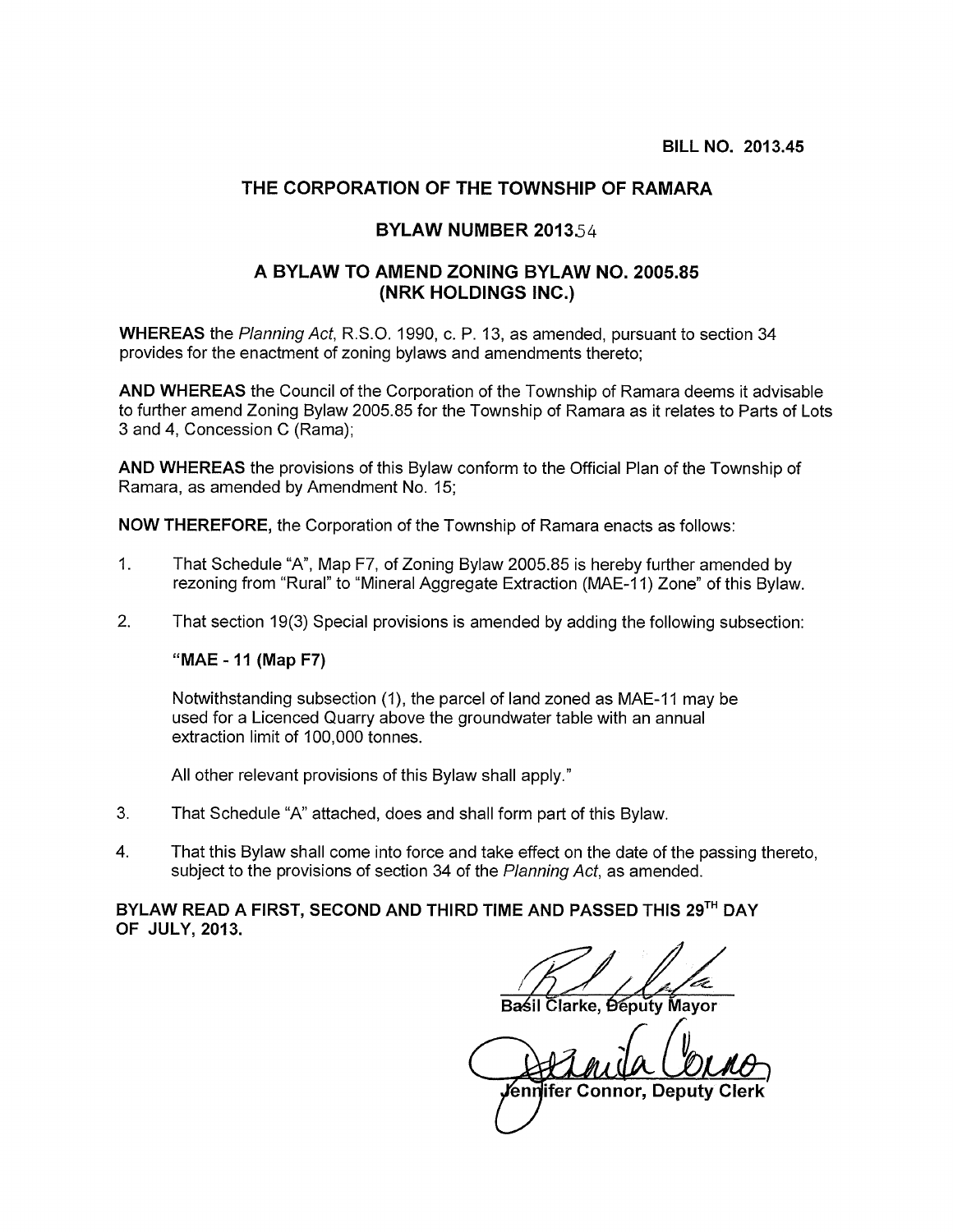**BILL NO. 2013.45**

# THE CORPORATION OF THE TOWNSHIP OF RAMARA

## BYLAW NUMBER 2013.54

## A BYLAW TO AMEND ZONING BYLAW NO. 2005.85 (NRK HOLDINGS INC.)

**WHEREAS** the *Planning Act*, R.S.O. 1990, c. P. 13, as amended, pursuant to section 34 provides for the enactment of zoning bylaws and amendments thereto;

**AND WHEREAS** the Council of the Corporation of the Township of Ramara deems it advisable to further amend Zoning Bylaw 2005.85 for the Township of Ramara as it relates to Parts of Lots 3 and 4, Concession C (Rama);

**AND WHEREAS** the provisions of this Bylaw conform to the Official Plan of the Township of Ramara, as amended by Amendment No. 15;

**NOW THEREFORE,** the Corporation of the Township of Ramara enacts as follows:

1. That Schedule "A", Map F7, of Zoning Bylaw 2005.85 is hereby further amended by rezoning from "Rural" to "Mineral Aggregate Extraction (MAE-11) Zone" of this Bylaw.

2. That section 19(3) Special provisions is amended by adding the following subsection:

   **"MAE - 11 (Map F7)**

   Notwithstanding subsection (1), the parcel of land zoned as MAE-11 may be used for a Licenced Quarry above the groundwater table with an annual extraction limit of 100,000 tonnes.

   All other relevant provisions of this Bylaw shall apply."

3. That Schedule "A" attached, does and shall form part of this Bylaw.

4. That this Bylaw shall come into force and take effect on the date of the passing thereto, subject to the provisions of section 34 of the *Planning Act*, as amended.

**BYLAW READ A FIRST, SECOND AND THIRD TIME AND PASSED THIS 29TH DAY OF JULY, 2013.**

Basil Clarke, Deputy Mayor

Jennifer Connor, Deputy Clerk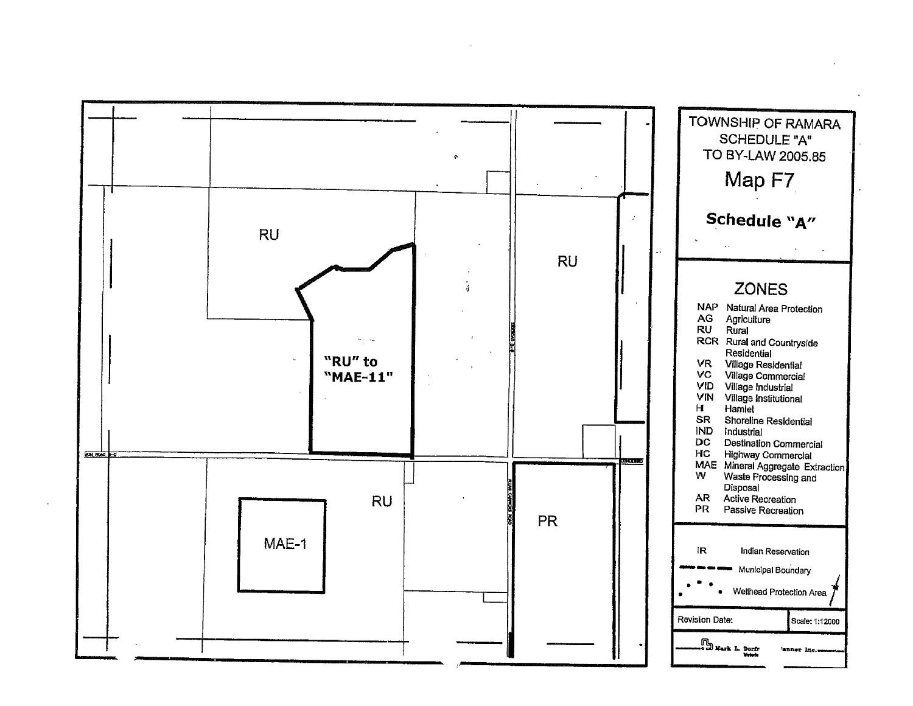TOWNSHIP OF RAMARA
SCHEDULE "A"
TO BY-LAW 2005.85

# Map F7

## Schedule "A"

RU

RU

"RU" to
"MAE-11"

RU

MAE-1

PR

### ZONES

- NAP Natural Area Protection
- AG Agriculture
- RU Rural
- RCR Rural and Countryside Residential
- VR Village Residential
- VC Village Commercial
- VID Village Industrial
- VIN Village Institutional
- H Hamlet
- SR Shoreline Residential
- IND Industrial
- DC Destination Commercial
- HC Highway Commercial
- MAE Mineral Aggregate Extraction
- W Waste Processing and Disposal
- AR Active Recreation
- PR Passive Recreation

IR Indian Reservation

Municipal Boundary

Wellhead Protection Area

| Revision Date: | Scale: 1:12000 |
|---|---|

Mark L. Dorfman Planner Inc.